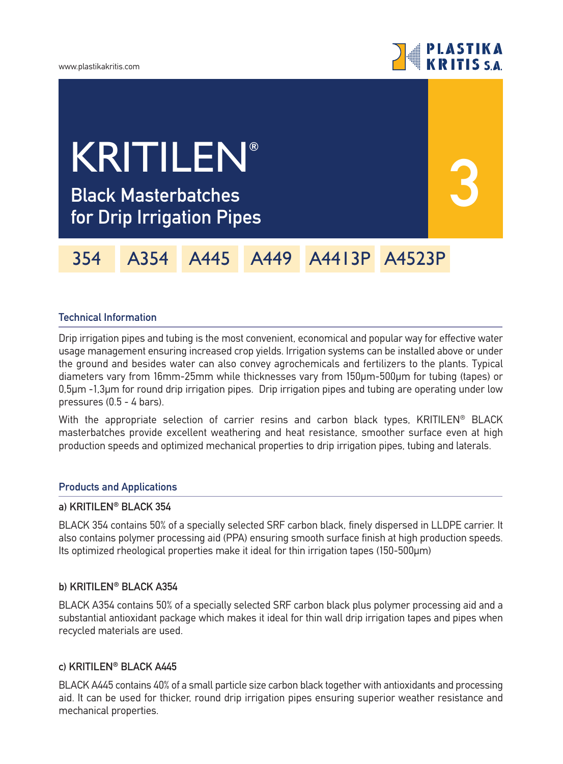# KRITILEN®

## Black Masterbatches for Drip Irrigation Pipes

3

354 | A354 | A445 | A449 | A4413P | A4523P

### Technical Information

Drip irrigation pipes and tubing is the most convenient, economical and popular way for effective water usage management ensuring increased crop yields. Irrigation systems can be installed above or under the ground and besides water can also convey agrochemicals and fertilizers to the plants. Typical diameters vary from 16mm-25mm while thicknesses vary from 150μm-500μm for tubing (tapes) or 0,5μm -1,3μm for round drip irrigation pipes. Drip irrigation pipes and tubing are operating under low pressures (0.5 - 4 bars).

With the appropriate selection of carrier resins and carbon black types, KRITILEN® BLACK masterbatches provide excellent weathering and heat resistance, smoother surface even at high production speeds and optimized mechanical properties to drip irrigation pipes, tubing and laterals.

### Products and Applications

**a) KRITILEN® BLACK 354**

BLACK 354 contains 50% of a specially selected SRF carbon black, finely dispersed in LLDPE carrier. It also contains polymer processing aid (PPA) ensuring smooth surface finish at high production speeds. Its optimized rheological properties make it ideal for thin irrigation tapes (150-500μm)

**b) KRITILEN® BLACK A354**

BLACK A354 contains 50% of a specially selected SRF carbon black plus polymer processing aid and a substantial antioxidant package which makes it ideal for thin wall drip irrigation tapes and pipes when recycled materials are used.

**c) KRITILEN® BLACK A445**

BLACK A445 contains 40% of a small particle size carbon black together with antioxidants and processing aid. It can be used for thicker, round drip irrigation pipes ensuring superior weather resistance and mechanical properties.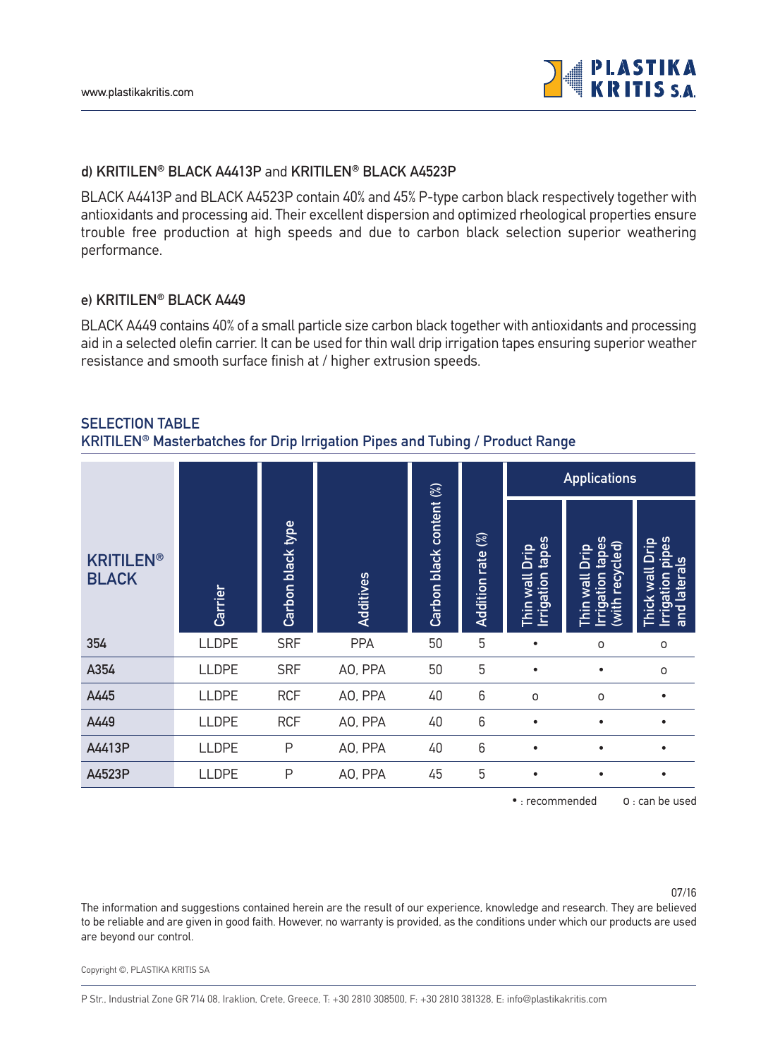### d) KRITILEN® BLACK A4413P and KRITILEN® BLACK A4523P

BLACK A4413P and BLACK A4523P contain 40% and 45% P-type carbon black respectively together with antioxidants and processing aid. Their excellent dispersion and optimized rheological properties ensure trouble free production at high speeds and due to carbon black selection superior weathering performance.

### e) KRITILEN® BLACK A449

BLACK A449 contains 40% of a small particle size carbon black together with antioxidants and processing aid in a selected olefin carrier. It can be used for thin wall drip irrigation tapes ensuring superior weather resistance and smooth surface finish at / higher extrusion speeds.

## SELECTION TABLE

## KRITILEN® Masterbatches for Drip Irrigation Pipes and Tubing / Product Range

| KRITILEN® BLACK | Carrier | Carbon black type | Additives | Carbon black content (%) | Addition rate (%) | Applications | | |
|---|---|---|---|---|---|---|---|---|
| | | | | | | Thin wall Drip Irrigation tapes | Thin wall Drip Irrigation tapes (with recycled) | Thick wall Drip Irrigation pipes and laterals |
| 354 | LLDPE | SRF | PPA | 50 | 5 | • | o | o |
| A354 | LLDPE | SRF | AO, PPA | 50 | 5 | • | • | o |
| A445 | LLDPE | RCF | AO, PPA | 40 | 6 | o | o | • |
| A449 | LLDPE | RCF | AO, PPA | 40 | 6 | • | • | • |
| A4413P | LLDPE | P | AO, PPA | 40 | 6 | • | • | • |
| A4523P | LLDPE | P | AO, PPA | 45 | 5 | • | • | • |

• : recommended   o : can be used

07/16

The information and suggestions contained herein are the result of our experience, knowledge and research. They are believed to be reliable and are given in good faith. However, no warranty is provided, as the conditions under which our products are used are beyond our control.

Copyright ©, PLASTIKA KRITIS SA